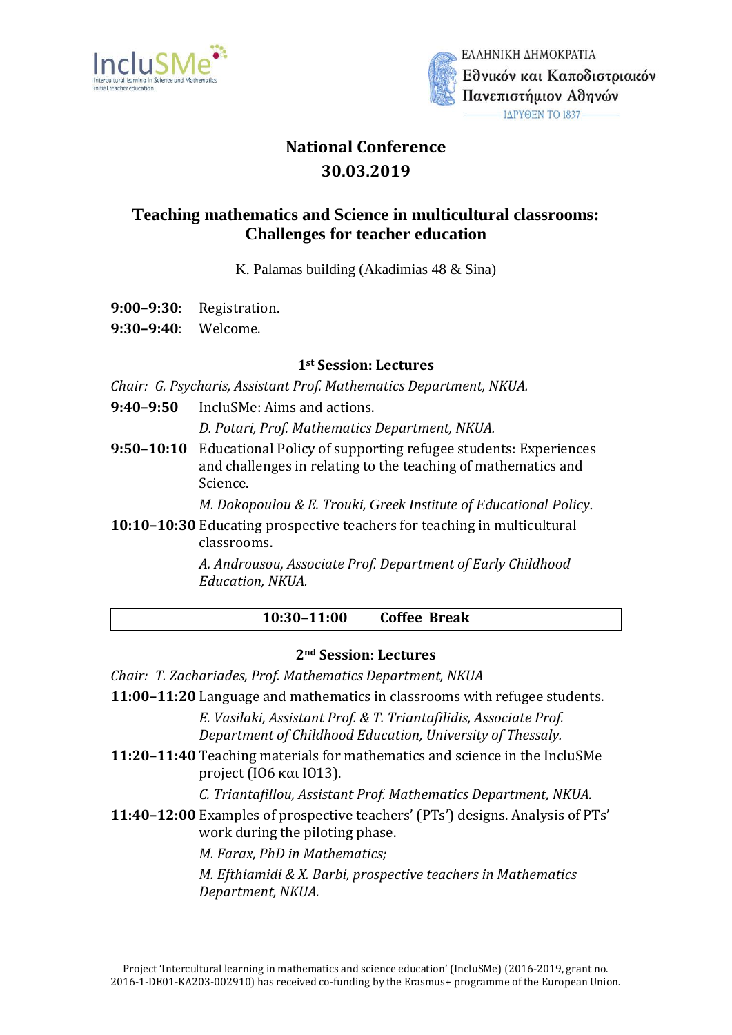InclusSMe
Intercultural learning in Science and Mathematics initial teacher education

ΕΛΛΗΝΙΚΗ ΔΗΜΟΚΡΑΤΙΑ
Εθνικόν και Καποδιστριακόν Πανεπιστήμιον Αθηνών
ΙΔΡΥΘΕΝ ΤΟ 1837

# National Conference
# 30.03.2019

## Teaching mathematics and Science in multicultural classrooms: Challenges for teacher education

K. Palamas building (Akadimias 48 & Sina)

**9:00–9:30**: Registration.

**9:30–9:40**: Welcome.

### 1st Session: Lectures

*Chair: G. Psycharis, Assistant Prof. Mathematics Department, NKUA.*

**9:40–9:50** IncluSMe: Aims and actions.
*D. Potari, Prof. Mathematics Department, NKUA.*

**9:50–10:10** Educational Policy of supporting refugee students: Experiences and challenges in relating to the teaching of mathematics and Science.
*M. Dokopoulou & E. Trouki, Greek Institute of Educational Policy.*

**10:10–10:30** Educating prospective teachers for teaching in multicultural classrooms.
*A. Androusou, Associate Prof. Department of Early Childhood Education, NKUA.*

**10:30–11:00 Coffee Break**

### 2nd Session: Lectures

*Chair: T. Zachariades, Prof. Mathematics Department, NKUA*

**11:00–11:20** Language and mathematics in classrooms with refugee students.
*E. Vasilaki, Assistant Prof. & T. Triantafilidis, Associate Prof. Department of Childhood Education, University of Thessaly.*

**11:20–11:40** Teaching materials for mathematics and science in the IncluSMe project (IO6 και IO13).
*C. Triantafillou, Assistant Prof. Mathematics Department, NKUA.*

**11:40–12:00** Examples of prospective teachers' (PTs') designs. Analysis of PTs' work during the piloting phase.
*M. Farax, PhD in Mathematics;*
*M. Efthiamidi & X. Barbi, prospective teachers in Mathematics Department, NKUA.*

Project 'Intercultural learning in mathematics and science education' (IncluSMe) (2016-2019, grant no. 2016-1-DE01-KA203-002910) has received co-funding by the Erasmus+ programme of the European Union.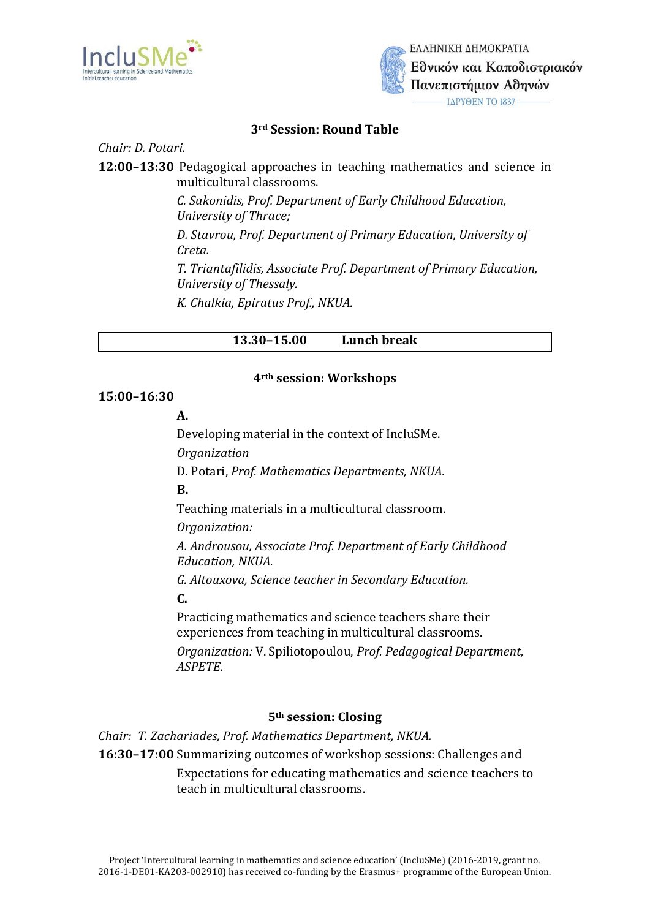### 3rd Session: Round Table

*Chair: D. Potari.*

**12:00–13:30** Pedagogical approaches in teaching mathematics and science in multicultural classrooms.

*C. Sakonidis, Prof. Department of Early Childhood Education, University of Thrace;*

*D. Stavrou, Prof. Department of Primary Education, University of Creta.*

*T. Triantafilidis, Associate Prof. Department of Primary Education, University of Thessaly.*

*K. Chalkia, Epiratus Prof., NKUA.*

| | |
|---|---|
| **13.30–15.00** | **Lunch break** |

### 4rth session: Workshops

**15:00–16:30**

**A.**

Developing material in the context of IncluSMe.

*Organization*

D. Potari, *Prof. Mathematics Departments, NKUA.*

**B.**

Teaching materials in a multicultural classroom.

*Organization:*

*A. Androusou, Associate Prof. Department of Early Childhood Education, NKUA.*

*G. Altouxova, Science teacher in Secondary Education.*

**C.**

Practicing mathematics and science teachers share their experiences from teaching in multicultural classrooms.

*Organization:* V. Spiliotopoulou, *Prof. Pedagogical Department, ASPETE.*

### 5th session: Closing

*Chair: T. Zachariades, Prof. Mathematics Department, NKUA.*

**16:30–17:00** Summarizing outcomes of workshop sessions: Challenges and Expectations for educating mathematics and science teachers to teach in multicultural classrooms.

Project 'Intercultural learning in mathematics and science education' (IncluSMe) (2016-2019, grant no. 2016-1-DE01-KA203-002910) has received co-funding by the Erasmus+ programme of the European Union.